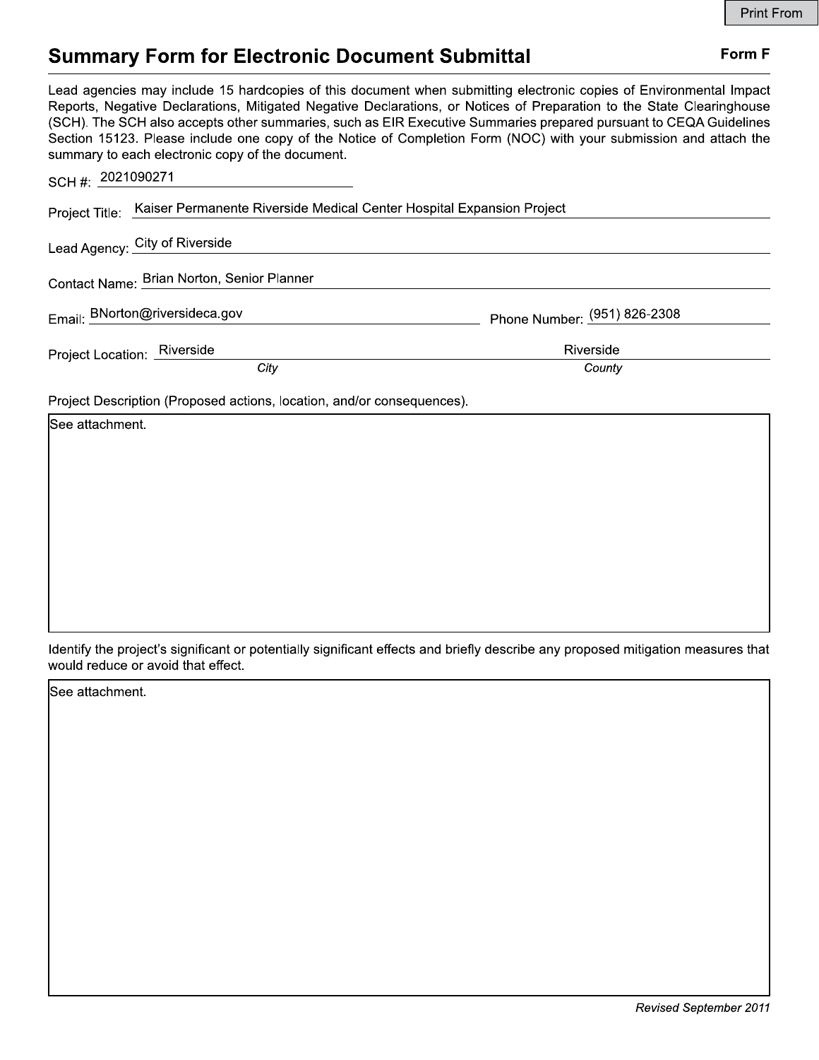Print From

# Summary Form for Electronic Document Submittal

**Form F**

Lead agencies may include 15 hardcopies of this document when submitting electronic copies of Environmental Impact Reports, Negative Declarations, Mitigated Negative Declarations, or Notices of Preparation to the State Clearinghouse (SCH). The SCH also accepts other summaries, such as EIR Executive Summaries prepared pursuant to CEQA Guidelines Section 15123. Please include one copy of the Notice of Completion Form (NOC) with your submission and attach the summary to each electronic copy of the document.

SCH #: 2021090271

Project Title: Kaiser Permanente Riverside Medical Center Hospital Expansion Project

Lead Agency: City of Riverside

Contact Name: Brian Norton, Senior Planner

Email: BNorton@riversideca.gov

Phone Number: (951) 826-2308

Project Location: Riverside (*City*) Riverside (*County*)

Project Description (Proposed actions, location, and/or consequences).

See attachment.

Identify the project's significant or potentially significant effects and briefly describe any proposed mitigation measures that would reduce or avoid that effect.

See attachment.

*Revised September 2011*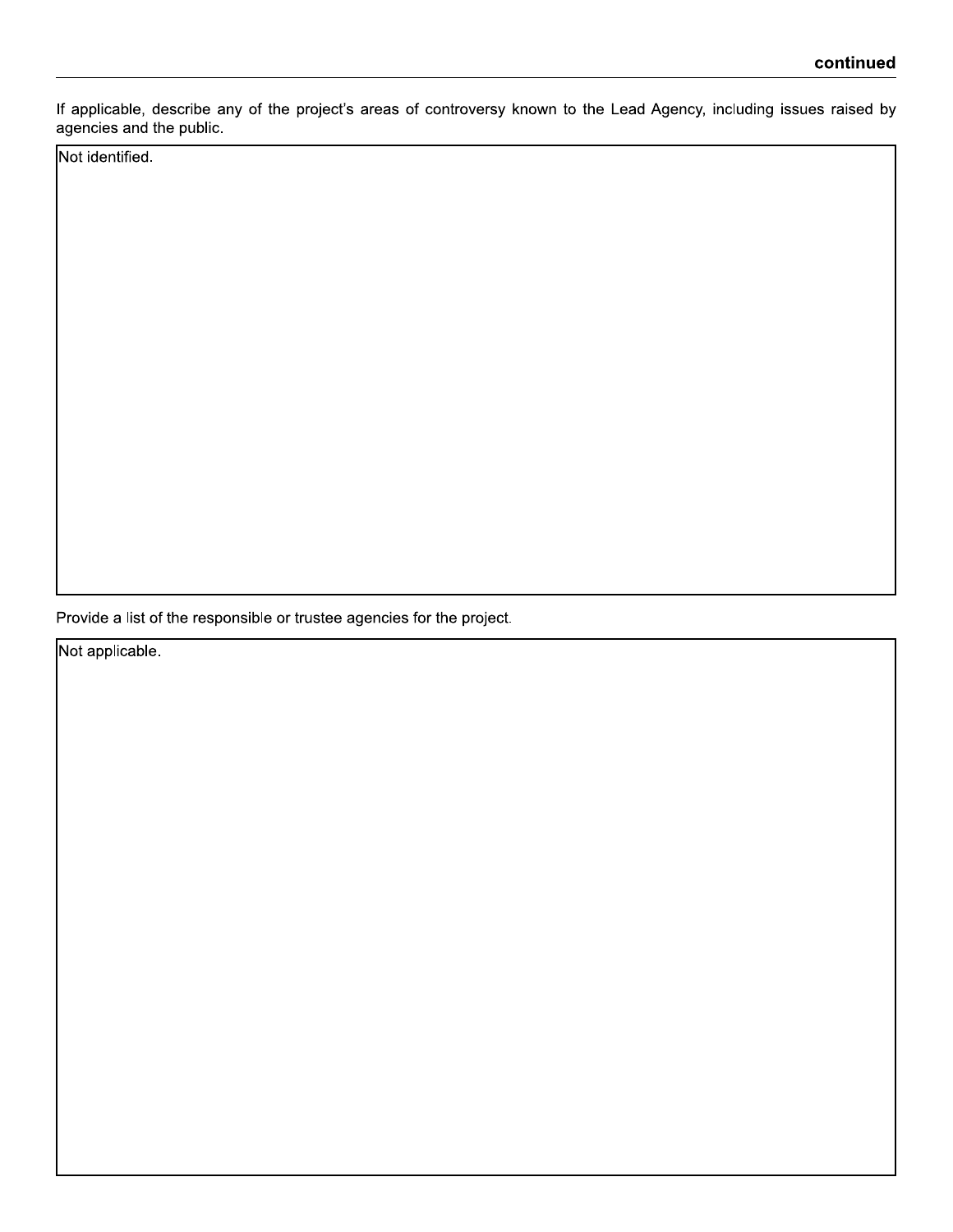**continued**

If applicable, describe any of the project's areas of controversy known to the Lead Agency, including issues raised by agencies and the public.

Not identified.

Provide a list of the responsible or trustee agencies for the project.

Not applicable.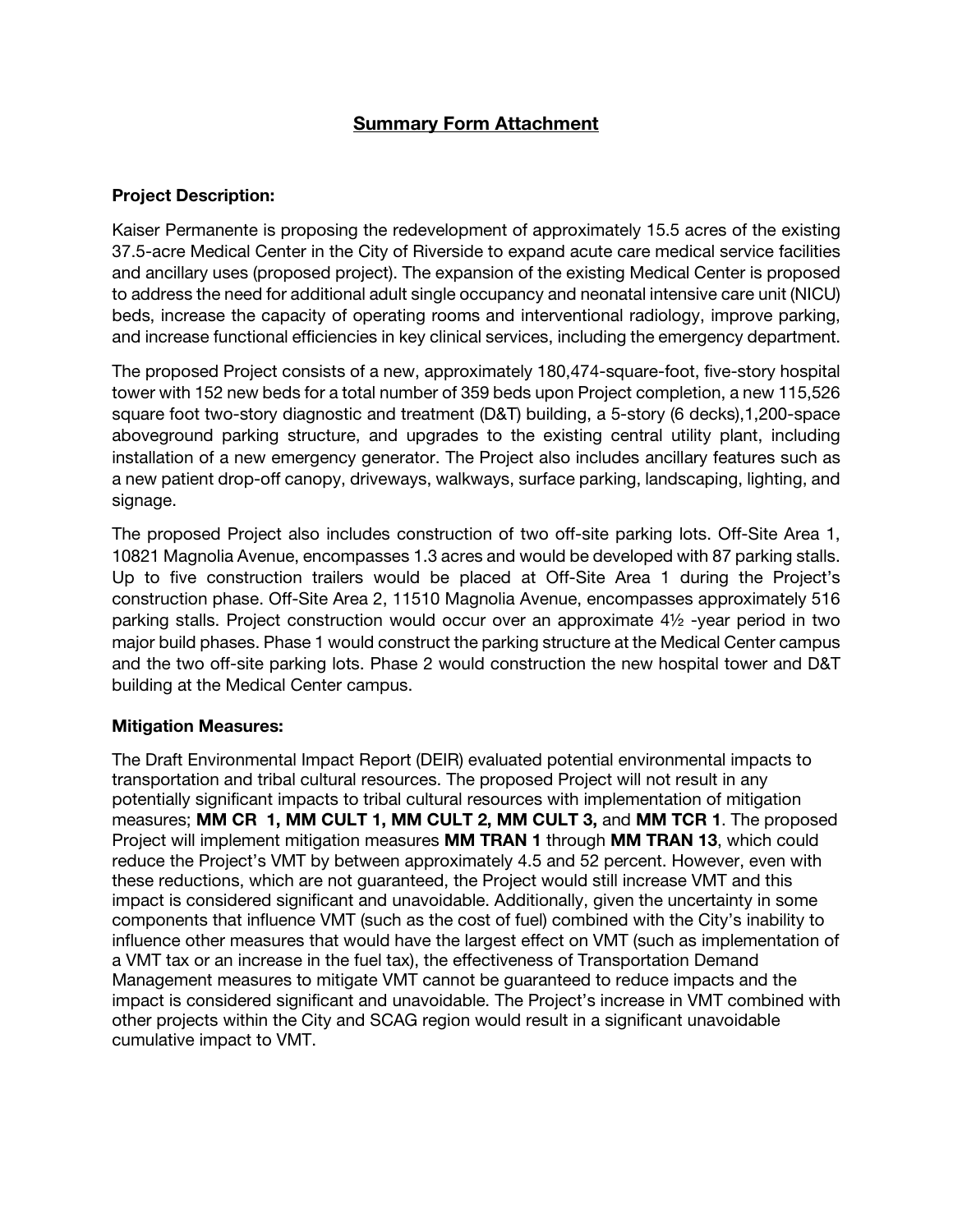# Summary Form Attachment

**Project Description:**

Kaiser Permanente is proposing the redevelopment of approximately 15.5 acres of the existing 37.5-acre Medical Center in the City of Riverside to expand acute care medical service facilities and ancillary uses (proposed project). The expansion of the existing Medical Center is proposed to address the need for additional adult single occupancy and neonatal intensive care unit (NICU) beds, increase the capacity of operating rooms and interventional radiology, improve parking, and increase functional efficiencies in key clinical services, including the emergency department.

The proposed Project consists of a new, approximately 180,474-square-foot, five-story hospital tower with 152 new beds for a total number of 359 beds upon Project completion, a new 115,526 square foot two-story diagnostic and treatment (D&T) building, a 5-story (6 decks),1,200-space aboveground parking structure, and upgrades to the existing central utility plant, including installation of a new emergency generator. The Project also includes ancillary features such as a new patient drop-off canopy, driveways, walkways, surface parking, landscaping, lighting, and signage.

The proposed Project also includes construction of two off-site parking lots. Off-Site Area 1, 10821 Magnolia Avenue, encompasses 1.3 acres and would be developed with 87 parking stalls. Up to five construction trailers would be placed at Off-Site Area 1 during the Project's construction phase. Off-Site Area 2, 11510 Magnolia Avenue, encompasses approximately 516 parking stalls. Project construction would occur over an approximate 4½ -year period in two major build phases. Phase 1 would construct the parking structure at the Medical Center campus and the two off-site parking lots. Phase 2 would construction the new hospital tower and D&T building at the Medical Center campus.

**Mitigation Measures:**

The Draft Environmental Impact Report (DEIR) evaluated potential environmental impacts to transportation and tribal cultural resources. The proposed Project will not result in any potentially significant impacts to tribal cultural resources with implementation of mitigation measures; **MM CR 1, MM CULT 1, MM CULT 2, MM CULT 3,** and **MM TCR 1**. The proposed Project will implement mitigation measures **MM TRAN 1** through **MM TRAN 13**, which could reduce the Project's VMT by between approximately 4.5 and 52 percent. However, even with these reductions, which are not guaranteed, the Project would still increase VMT and this impact is considered significant and unavoidable. Additionally, given the uncertainty in some components that influence VMT (such as the cost of fuel) combined with the City's inability to influence other measures that would have the largest effect on VMT (such as implementation of a VMT tax or an increase in the fuel tax), the effectiveness of Transportation Demand Management measures to mitigate VMT cannot be guaranteed to reduce impacts and the impact is considered significant and unavoidable. The Project's increase in VMT combined with other projects within the City and SCAG region would result in a significant unavoidable cumulative impact to VMT.